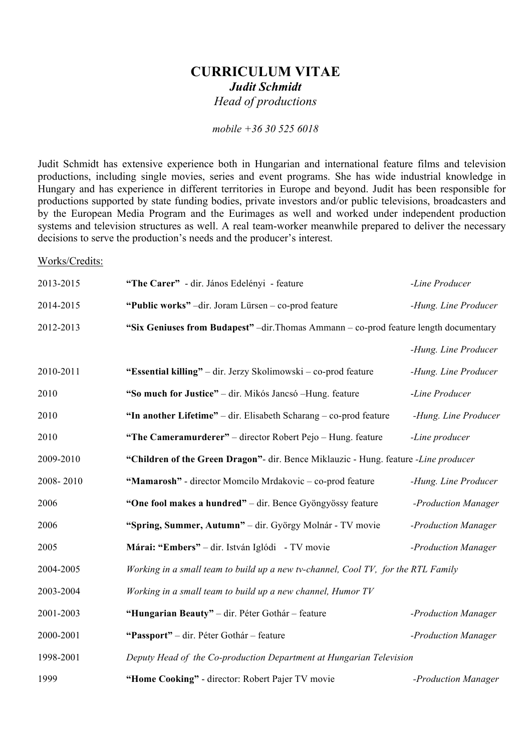# CURRICULUM VITAE

***Judit Schmidt***

*Head of productions*

*mobile +36 30 525 6018*

Judit Schmidt has extensive experience both in Hungarian and international feature films and television productions, including single movies, series and event programs. She has wide industrial knowledge in Hungary and has experience in different territories in Europe and beyond. Judit has been responsible for productions supported by state funding bodies, private investors and/or public televisions, broadcasters and by the European Media Program and the Eurimages as well and worked under independent production systems and television structures as well. A real team-worker meanwhile prepared to deliver the necessary decisions to serve the production's needs and the producer's interest.

Works/Credits:

| | | |
|---|---|---|
| 2013-2015 | **"The Carer"** - dir. János Edelényi - feature | *-Line Producer* |
| 2014-2015 | **"Public works"** –dir. Joram Lürsen – co-prod feature | *-Hung. Line Producer* |
| 2012-2013 | **"Six Geniuses from Budapest"** –dir.Thomas Ammann – co-prod feature length documentary | *-Hung. Line Producer* |
| 2010-2011 | **"Essential killing"** – dir. Jerzy Skolimowski – co-prod feature | *-Hung. Line Producer* |
| 2010 | **"So much for Justice"** – dir. Mikós Jancsó –Hung. feature | *-Line Producer* |
| 2010 | **"In another Lifetime"** – dir. Elisabeth Scharang – co-prod feature | *-Hung. Line Producer* |
| 2010 | **"The Cameramurderer"** – director Robert Pejo – Hung. feature | *-Line producer* |
| 2009-2010 | **"Children of the Green Dragon"**- dir. Bence Miklauzic - Hung. feature | *-Line producer* |
| 2008- 2010 | **"Mamarosh"** - director Momcilo Mrdakovic – co-prod feature | *-Hung. Line Producer* |
| 2006 | **"One fool makes a hundred"** – dir. Bence Gyöngyössy feature | *-Production Manager* |
| 2006 | **"Spring, Summer, Autumn"** – dir. György Molnár - TV movie | *-Production Manager* |
| 2005 | **Márai: "Embers"** – dir. István Iglódi - TV movie | *-Production Manager* |
| 2004-2005 | *Working in a small team to build up a new tv-channel, Cool TV, for the RTL Family* | |
| 2003-2004 | *Working in a small team to build up a new channel, Humor TV* | |
| 2001-2003 | **"Hungarian Beauty"** – dir. Péter Gothár – feature | *-Production Manager* |
| 2000-2001 | **"Passport"** – dir. Péter Gothár – feature | *-Production Manager* |
| 1998-2001 | *Deputy Head of the Co-production Department at Hungarian Television* | |
| 1999 | **"Home Cooking"** - director: Robert Pajer TV movie | *-Production Manager* |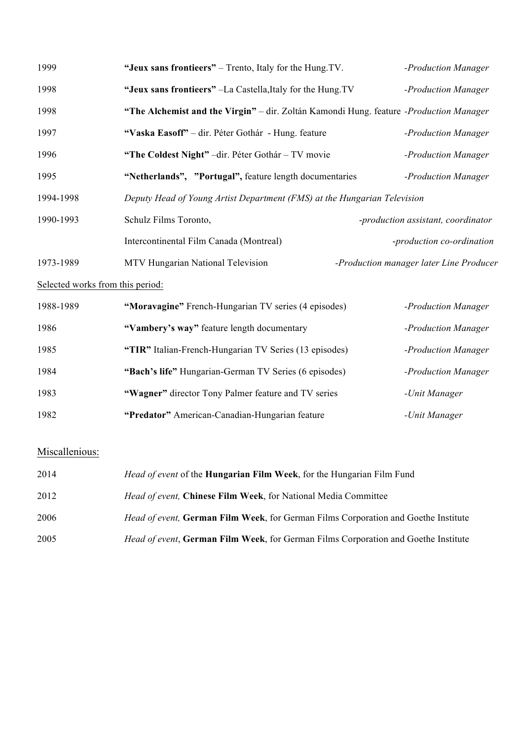| | | |
|---|---|---|
| 1999 | **"Jeux sans frontieers"** – Trento, Italy for the Hung.TV. | *-Production Manager* |
| 1998 | **"Jeux sans frontieers"** –La Castella,Italy for the Hung.TV | *-Production Manager* |
| 1998 | **"The Alchemist and the Virgin"** – dir. Zoltán Kamondi Hung. feature | *-Production Manager* |
| 1997 | **"Vaska Easoff"** – dir. Péter Gothár - Hung. feature | *-Production Manager* |
| 1996 | **"The Coldest Night"** –dir. Péter Gothár – TV movie | *-Production Manager* |
| 1995 | **"Netherlands", "Portugal",** feature length documentaries | *-Production Manager* |
| 1994-1998 | *Deputy Head of Young Artist Department (FMS) at the Hungarian Television* | |
| 1990-1993 | Schulz Films Toronto, | *-production assistant, coordinator* |
| | Intercontinental Film Canada (Montreal) | *-production co-ordination* |
| 1973-1989 | MTV Hungarian National Television | *-Production manager later Line Producer* |

<u>Selected works from this period:</u>

| | | |
|---|---|---|
| 1988-1989 | **"Moravagine"** French-Hungarian TV series (4 episodes) | *-Production Manager* |
| 1986 | **"Vambery's way"** feature length documentary | *-Production Manager* |
| 1985 | **"TIR"** Italian-French-Hungarian TV Series (13 episodes) | *-Production Manager* |
| 1984 | **"Bach's life"** Hungarian-German TV Series (6 episodes) | *-Production Manager* |
| 1983 | **"Wagner"** director Tony Palmer feature and TV series | *-Unit Manager* |
| 1982 | **"Predator"** American-Canadian-Hungarian feature | *-Unit Manager* |

<u>Miscallenious:</u>

| | |
|---|---|
| 2014 | *Head of event* of the **Hungarian Film Week**, for the Hungarian Film Fund |
| 2012 | *Head of event,* **Chinese Film Week**, for National Media Committee |
| 2006 | *Head of event,* **German Film Week**, for German Films Corporation and Goethe Institute |
| 2005 | *Head of event*, **German Film Week**, for German Films Corporation and Goethe Institute |